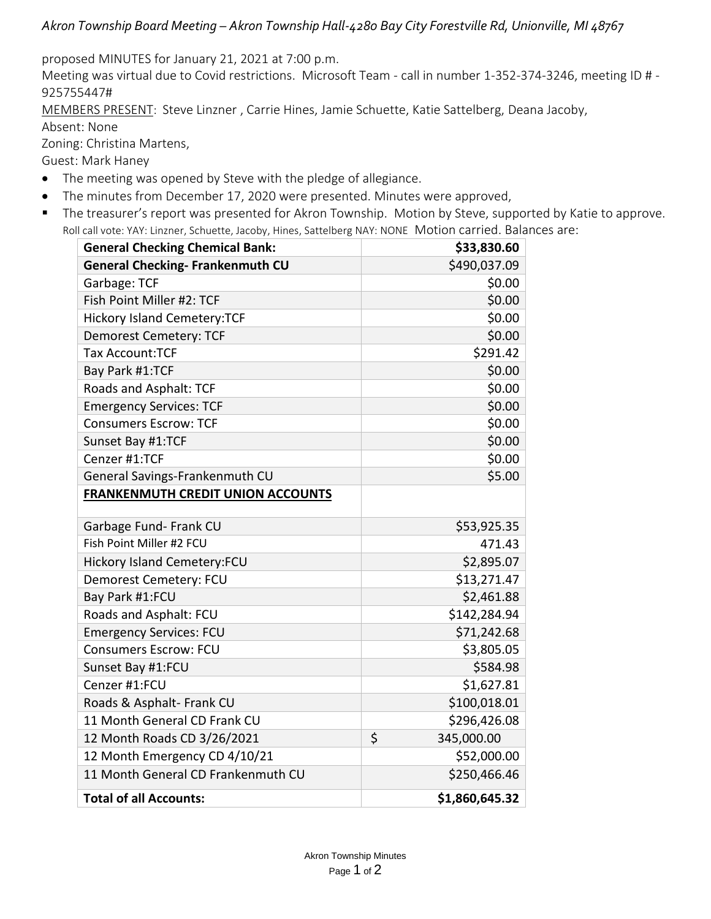*Akron Township Board Meeting – Akron Township Hall-4280 Bay City Forestville Rd, Unionville, MI 48767*

proposed MINUTES for January 21, 2021 at 7:00 p.m.

Meeting was virtual due to Covid restrictions. Microsoft Team - call in number 1-352-374-3246, meeting ID # - 925755447#

MEMBERS PRESENT: Steve Linzner , Carrie Hines, Jamie Schuette, Katie Sattelberg, Deana Jacoby,

Absent: None

Zoning: Christina Martens,

Guest: Mark Haney

- The meeting was opened by Steve with the pledge of allegiance.
- The minutes from December 17, 2020 were presented. Minutes were approved,
- The treasurer's report was presented for Akron Township. Motion by Steve, supported by Katie to approve. Roll call vote: YAY: Linzner, Schuette, Jacoby, Hines, Sattelberg NAY: NONE Motion carried. Balances are:

| **General Checking Chemical Bank:** | **$33,830.60** |
|---|---|
| **General Checking- Frankenmuth CU** | $490,037.09 |
| Garbage: TCF | $0.00 |
| Fish Point Miller #2: TCF | $0.00 |
| Hickory Island Cemetery:TCF | $0.00 |
| Demorest Cemetery: TCF | $0.00 |
| Tax Account:TCF | $291.42 |
| Bay Park #1:TCF | $0.00 |
| Roads and Asphalt: TCF | $0.00 |
| Emergency Services: TCF | $0.00 |
| Consumers Escrow: TCF | $0.00 |
| Sunset Bay #1:TCF | $0.00 |
| Cenzer #1:TCF | $0.00 |
| General Savings-Frankenmuth CU | $5.00 |
| **FRANKENMUTH CREDIT UNION ACCOUNTS** | |
| Garbage Fund- Frank CU | $53,925.35 |
| Fish Point Miller #2 FCU | 471.43 |
| Hickory Island Cemetery:FCU | $2,895.07 |
| Demorest Cemetery: FCU | $13,271.47 |
| Bay Park #1:FCU | $2,461.88 |
| Roads and Asphalt: FCU | $142,284.94 |
| Emergency Services: FCU | $71,242.68 |
| Consumers Escrow: FCU | $3,805.05 |
| Sunset Bay #1:FCU | $584.98 |
| Cenzer #1:FCU | $1,627.81 |
| Roads & Asphalt- Frank CU | $100,018.01 |
| 11 Month General CD Frank CU | $296,426.08 |
| 12 Month Roads CD 3/26/2021 | $ 345,000.00 |
| 12 Month Emergency CD 4/10/21 | $52,000.00 |
| 11 Month General CD Frankenmuth CU | $250,466.46 |
| **Total of all Accounts:** | **$1,860,645.32** |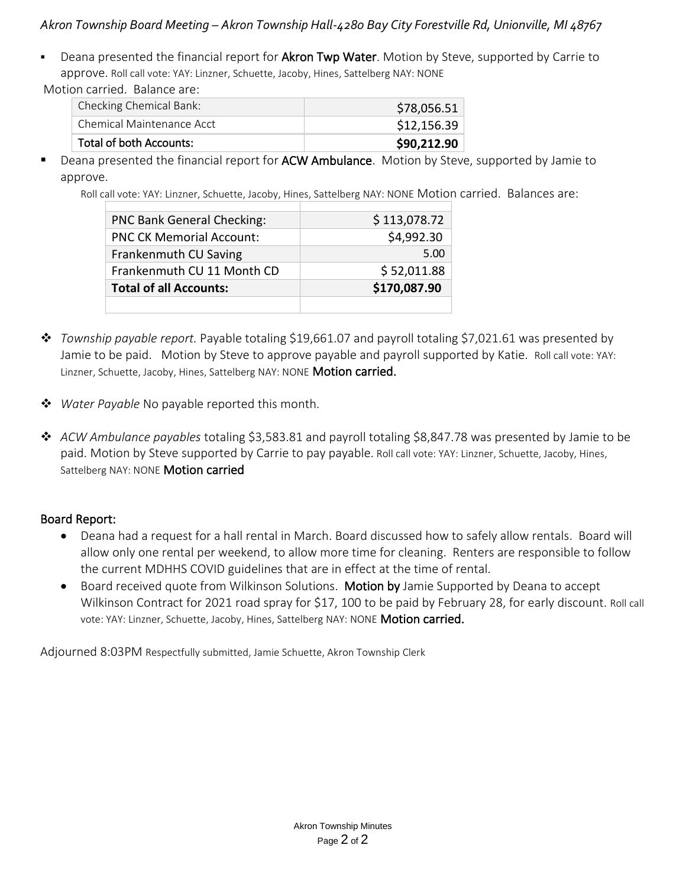*Akron Township Board Meeting – Akron Township Hall-4280 Bay City Forestville Rd, Unionville, MI 48767*

- Deana presented the financial report for **Akron Twp Water**. Motion by Steve, supported by Carrie to approve. Roll call vote: YAY: Linzner, Schuette, Jacoby, Hines, Sattelberg NAY: NONE

Motion carried. Balance are:

| | |
|---|---|
| Checking Chemical Bank: | $78,056.51 |
| Chemical Maintenance Acct | $12,156.39 |
| **Total of both Accounts:** | **$90,212.90** |

- Deana presented the financial report for **ACW Ambulance**. Motion by Steve, supported by Jamie to approve.

Roll call vote: YAY: Linzner, Schuette, Jacoby, Hines, Sattelberg NAY: NONE Motion carried. Balances are:

| | |
|---|---|
| PNC Bank General Checking: | $ 113,078.72 |
| PNC CK Memorial Account: | $4,992.30 |
| Frankenmuth CU Saving | 5.00 |
| Frankenmuth CU 11 Month CD | $ 52,011.88 |
| **Total of all Accounts:** | **$170,087.90** |
| | |

- *Township payable report.* Payable totaling $19,661.07 and payroll totaling $7,021.61 was presented by Jamie to be paid. Motion by Steve to approve payable and payroll supported by Katie. Roll call vote: YAY: Linzner, Schuette, Jacoby, Hines, Sattelberg NAY: NONE **Motion carried.**

- *Water Payable* No payable reported this month.

- *ACW Ambulance payables* totaling $3,583.81 and payroll totaling $8,847.78 was presented by Jamie to be paid. Motion by Steve supported by Carrie to pay payable. Roll call vote: YAY: Linzner, Schuette, Jacoby, Hines, Sattelberg NAY: NONE **Motion carried**

## Board Report:

- Deana had a request for a hall rental in March. Board discussed how to safely allow rentals. Board will allow only one rental per weekend, to allow more time for cleaning. Renters are responsible to follow the current MDHHS COVID guidelines that are in effect at the time of rental.
- Board received quote from Wilkinson Solutions. **Motion by** Jamie Supported by Deana to accept Wilkinson Contract for 2021 road spray for $17, 100 to be paid by February 28, for early discount. Roll call vote: YAY: Linzner, Schuette, Jacoby, Hines, Sattelberg NAY: NONE **Motion carried.**

Adjourned 8:03PM Respectfully submitted, Jamie Schuette, Akron Township Clerk